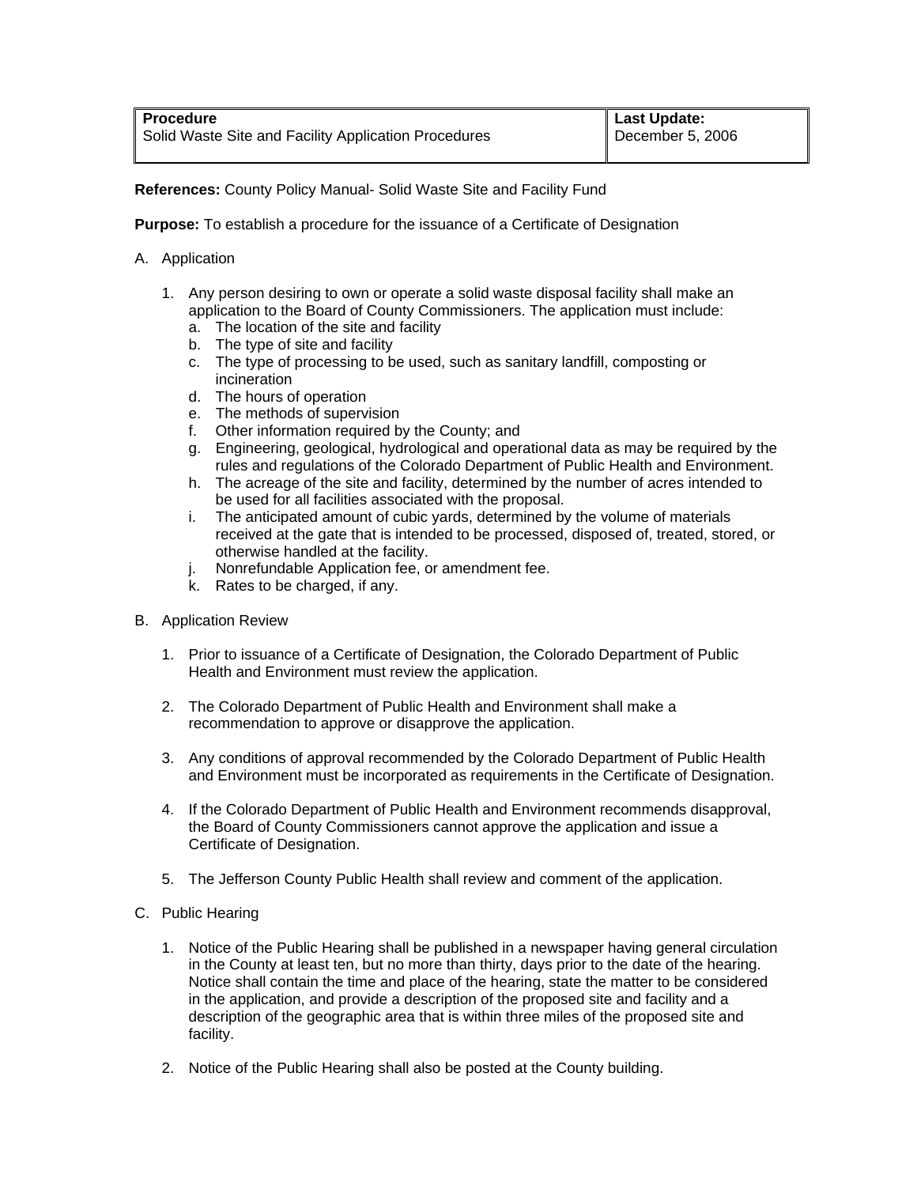| **Procedure**<br>Solid Waste Site and Facility Application Procedures | **Last Update:**<br>December 5, 2006 |
| --- | --- |

**References:** County Policy Manual- Solid Waste Site and Facility Fund

**Purpose:** To establish a procedure for the issuance of a Certificate of Designation

A. Application

1. Any person desiring to own or operate a solid waste disposal facility shall make an application to the Board of County Commissioners. The application must include:
   a. The location of the site and facility
   b. The type of site and facility
   c. The type of processing to be used, such as sanitary landfill, composting or incineration
   d. The hours of operation
   e. The methods of supervision
   f. Other information required by the County; and
   g. Engineering, geological, hydrological and operational data as may be required by the rules and regulations of the Colorado Department of Public Health and Environment.
   h. The acreage of the site and facility, determined by the number of acres intended to be used for all facilities associated with the proposal.
   i. The anticipated amount of cubic yards, determined by the volume of materials received at the gate that is intended to be processed, disposed of, treated, stored, or otherwise handled at the facility.
   j. Nonrefundable Application fee, or amendment fee.
   k. Rates to be charged, if any.

B. Application Review

1. Prior to issuance of a Certificate of Designation, the Colorado Department of Public Health and Environment must review the application.

2. The Colorado Department of Public Health and Environment shall make a recommendation to approve or disapprove the application.

3. Any conditions of approval recommended by the Colorado Department of Public Health and Environment must be incorporated as requirements in the Certificate of Designation.

4. If the Colorado Department of Public Health and Environment recommends disapproval, the Board of County Commissioners cannot approve the application and issue a Certificate of Designation.

5. The Jefferson County Public Health shall review and comment of the application.

C. Public Hearing

1. Notice of the Public Hearing shall be published in a newspaper having general circulation in the County at least ten, but no more than thirty, days prior to the date of the hearing. Notice shall contain the time and place of the hearing, state the matter to be considered in the application, and provide a description of the proposed site and facility and a description of the geographic area that is within three miles of the proposed site and facility.

2. Notice of the Public Hearing shall also be posted at the County building.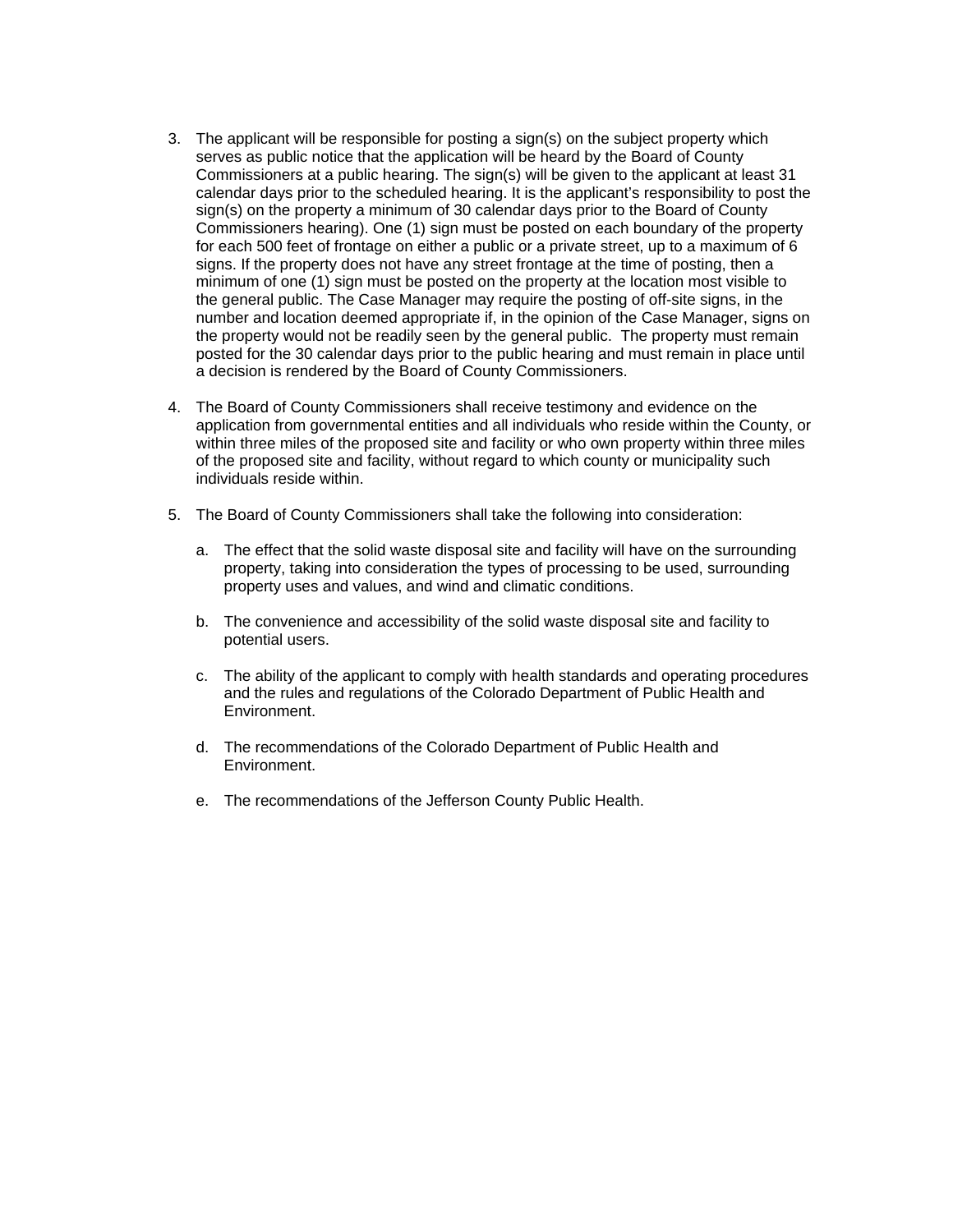3. The applicant will be responsible for posting a sign(s) on the subject property which serves as public notice that the application will be heard by the Board of County Commissioners at a public hearing. The sign(s) will be given to the applicant at least 31 calendar days prior to the scheduled hearing. It is the applicant's responsibility to post the sign(s) on the property a minimum of 30 calendar days prior to the Board of County Commissioners hearing). One (1) sign must be posted on each boundary of the property for each 500 feet of frontage on either a public or a private street, up to a maximum of 6 signs. If the property does not have any street frontage at the time of posting, then a minimum of one (1) sign must be posted on the property at the location most visible to the general public. The Case Manager may require the posting of off-site signs, in the number and location deemed appropriate if, in the opinion of the Case Manager, signs on the property would not be readily seen by the general public. The property must remain posted for the 30 calendar days prior to the public hearing and must remain in place until a decision is rendered by the Board of County Commissioners.

4. The Board of County Commissioners shall receive testimony and evidence on the application from governmental entities and all individuals who reside within the County, or within three miles of the proposed site and facility or who own property within three miles of the proposed site and facility, without regard to which county or municipality such individuals reside within.

5. The Board of County Commissioners shall take the following into consideration:

   a. The effect that the solid waste disposal site and facility will have on the surrounding property, taking into consideration the types of processing to be used, surrounding property uses and values, and wind and climatic conditions.

   b. The convenience and accessibility of the solid waste disposal site and facility to potential users.

   c. The ability of the applicant to comply with health standards and operating procedures and the rules and regulations of the Colorado Department of Public Health and Environment.

   d. The recommendations of the Colorado Department of Public Health and Environment.

   e. The recommendations of the Jefferson County Public Health.